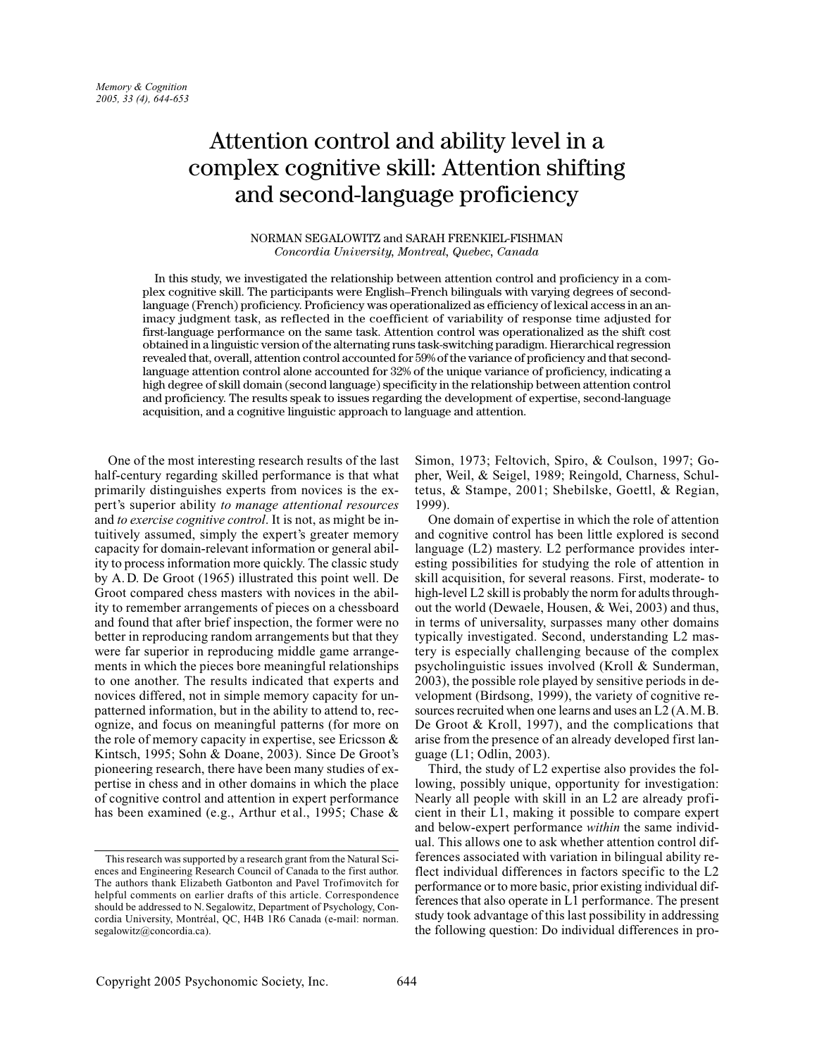# Attention control and ability level in a complex cognitive skill: Attention shifting and second-language proficiency

NORMAN SEGALOWITZ and SARAH FRENKIEL-FISHMAN
*Concordia University, Montreal, Quebec, Canada*

In this study, we investigated the relationship between attention control and proficiency in a complex cognitive skill. The participants were English–French bilinguals with varying degrees of second-language (French) proficiency. Proficiency was operationalized as efficiency of lexical access in an animacy judgment task, as reflected in the coefficient of variability of response time adjusted for first-language performance on the same task. Attention control was operationalized as the shift cost obtained in a linguistic version of the alternating runs task-switching paradigm. Hierarchical regression revealed that, overall, attention control accounted for 59% of the variance of proficiency and that second-language attention control alone accounted for 32% of the unique variance of proficiency, indicating a high degree of skill domain (second language) specificity in the relationship between attention control and proficiency. The results speak to issues regarding the development of expertise, second-language acquisition, and a cognitive linguistic approach to language and attention.

One of the most interesting research results of the last half-century regarding skilled performance is that what primarily distinguishes experts from novices is the expert's superior ability *to manage attentional resources* and *to exercise cognitive control*. It is not, as might be intuitively assumed, simply the expert's greater memory capacity for domain-relevant information or general ability to process information more quickly. The classic study by A. D. De Groot (1965) illustrated this point well. De Groot compared chess masters with novices in the ability to remember arrangements of pieces on a chessboard and found that after brief inspection, the former were no better in reproducing random arrangements but that they were far superior in reproducing middle game arrangements in which the pieces bore meaningful relationships to one another. The results indicated that experts and novices differed, not in simple memory capacity for unpatterned information, but in the ability to attend to, recognize, and focus on meaningful patterns (for more on the role of memory capacity in expertise, see Ericsson & Kintsch, 1995; Sohn & Doane, 2003). Since De Groot's pioneering research, there have been many studies of expertise in chess and in other domains in which the place of cognitive control and attention in expert performance has been examined (e.g., Arthur et al., 1995; Chase & Simon, 1973; Feltovich, Spiro, & Coulson, 1997; Gopher, Weil, & Seigel, 1989; Reingold, Charness, Schultetus, & Stampe, 2001; Shebilske, Goettl, & Regian, 1999).

One domain of expertise in which the role of attention and cognitive control has been little explored is second language (L2) mastery. L2 performance provides interesting possibilities for studying the role of attention in skill acquisition, for several reasons. First, moderate- to high-level L2 skill is probably the norm for adults throughout the world (Dewaele, Housen, & Wei, 2003) and thus, in terms of universality, surpasses many other domains typically investigated. Second, understanding L2 mastery is especially challenging because of the complex psycholinguistic issues involved (Kroll & Sunderman, 2003), the possible role played by sensitive periods in development (Birdsong, 1999), the variety of cognitive resources recruited when one learns and uses an L2 (A. M. B. De Groot & Kroll, 1997), and the complications that arise from the presence of an already developed first language (L1; Odlin, 2003).

Third, the study of L2 expertise also provides the following, possibly unique, opportunity for investigation: Nearly all people with skill in an L2 are already proficient in their L1, making it possible to compare expert and below-expert performance *within* the same individual. This allows one to ask whether attention control differences associated with variation in bilingual ability reflect individual differences in factors specific to the L2 performance or to more basic, prior existing individual differences that also operate in L1 performance. The present study took advantage of this last possibility in addressing the following question: Do individual differences in pro-

This research was supported by a research grant from the Natural Sciences and Engineering Research Council of Canada to the first author. The authors thank Elizabeth Gatbonton and Pavel Trofimovitch for helpful comments on earlier drafts of this article. Correspondence should be addressed to N. Segalowitz, Department of Psychology, Concordia University, Montréal, QC, H4B 1R6 Canada (e-mail: norman.segalowitz@concordia.ca).

Copyright 2005 Psychonomic Society, Inc.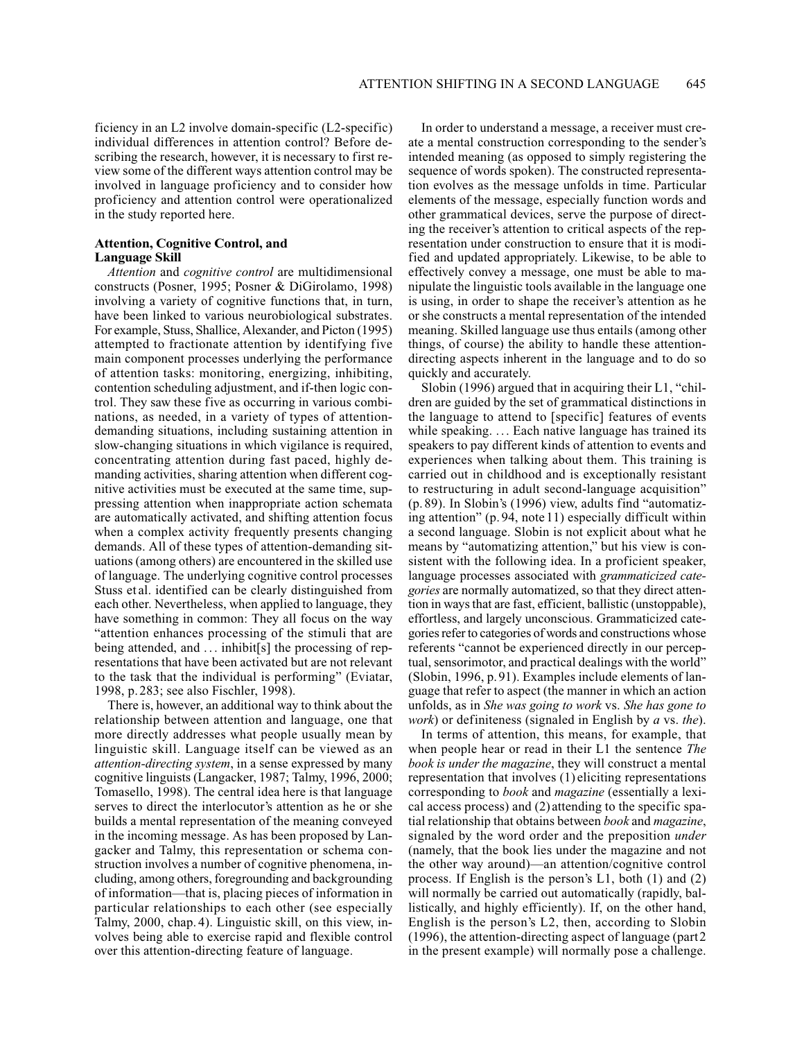ficiency in an L2 involve domain-specific (L2-specific) individual differences in attention control? Before describing the research, however, it is necessary to first review some of the different ways attention control may be involved in language proficiency and to consider how proficiency and attention control were operationalized in the study reported here.

### Attention, Cognitive Control, and Language Skill

*Attention* and *cognitive control* are multidimensional constructs (Posner, 1995; Posner & DiGirolamo, 1998) involving a variety of cognitive functions that, in turn, have been linked to various neurobiological substrates. For example, Stuss, Shallice, Alexander, and Picton (1995) attempted to fractionate attention by identifying five main component processes underlying the performance of attention tasks: monitoring, energizing, inhibiting, contention scheduling adjustment, and if-then logic control. They saw these five as occurring in various combinations, as needed, in a variety of types of attention-demanding situations, including sustaining attention in slow-changing situations in which vigilance is required, concentrating attention during fast paced, highly demanding activities, sharing attention when different cognitive activities must be executed at the same time, suppressing attention when inappropriate action schemata are automatically activated, and shifting attention focus when a complex activity frequently presents changing demands. All of these types of attention-demanding situations (among others) are encountered in the skilled use of language. The underlying cognitive control processes Stuss et al. identified can be clearly distinguished from each other. Nevertheless, when applied to language, they have something in common: They all focus on the way "attention enhances processing of the stimuli that are being attended, and ... inhibit[s] the processing of representations that have been activated but are not relevant to the task that the individual is performing" (Eviatar, 1998, p. 283; see also Fischler, 1998).

There is, however, an additional way to think about the relationship between attention and language, one that more directly addresses what people usually mean by linguistic skill. Language itself can be viewed as an *attention-directing system*, in a sense expressed by many cognitive linguists (Langacker, 1987; Talmy, 1996, 2000; Tomasello, 1998). The central idea here is that language serves to direct the interlocutor's attention as he or she builds a mental representation of the meaning conveyed in the incoming message. As has been proposed by Langacker and Talmy, this representation or schema construction involves a number of cognitive phenomena, including, among others, foregrounding and backgrounding of information—that is, placing pieces of information in particular relationships to each other (see especially Talmy, 2000, chap. 4). Linguistic skill, on this view, involves being able to exercise rapid and flexible control over this attention-directing feature of language.

In order to understand a message, a receiver must create a mental construction corresponding to the sender's intended meaning (as opposed to simply registering the sequence of words spoken). The constructed representation evolves as the message unfolds in time. Particular elements of the message, especially function words and other grammatical devices, serve the purpose of directing the receiver's attention to critical aspects of the representation under construction to ensure that it is modified and updated appropriately. Likewise, to be able to effectively convey a message, one must be able to manipulate the linguistic tools available in the language one is using, in order to shape the receiver's attention as he or she constructs a mental representation of the intended meaning. Skilled language use thus entails (among other things, of course) the ability to handle these attention-directing aspects inherent in the language and to do so quickly and accurately.

Slobin (1996) argued that in acquiring their L1, "children are guided by the set of grammatical distinctions in the language to attend to [specific] features of events while speaking. ... Each native language has trained its speakers to pay different kinds of attention to events and experiences when talking about them. This training is carried out in childhood and is exceptionally resistant to restructuring in adult second-language acquisition" (p. 89). In Slobin's (1996) view, adults find "automatizing attention" (p. 94, note 11) especially difficult within a second language. Slobin is not explicit about what he means by "automatizing attention," but his view is consistent with the following idea. In a proficient speaker, language processes associated with *grammaticized categories* are normally automatized, so that they direct attention in ways that are fast, efficient, ballistic (unstoppable), effortless, and largely unconscious. Grammaticized categories refer to categories of words and constructions whose referents "cannot be experienced directly in our perceptual, sensorimotor, and practical dealings with the world" (Slobin, 1996, p. 91). Examples include elements of language that refer to aspect (the manner in which an action unfolds, as in *She was going to work* vs. *She has gone to work*) or definiteness (signaled in English by *a* vs. *the*).

In terms of attention, this means, for example, that when people hear or read in their L1 the sentence *The book is under the magazine*, they will construct a mental representation that involves (1) eliciting representations corresponding to *book* and *magazine* (essentially a lexical access process) and (2) attending to the specific spatial relationship that obtains between *book* and *magazine*, signaled by the word order and the preposition *under* (namely, that the book lies under the magazine and not the other way around)—an attention/cognitive control process. If English is the person's L1, both (1) and (2) will normally be carried out automatically (rapidly, ballistically, and highly efficiently). If, on the other hand, English is the person's L2, then, according to Slobin (1996), the attention-directing aspect of language (part 2 in the present example) will normally pose a challenge.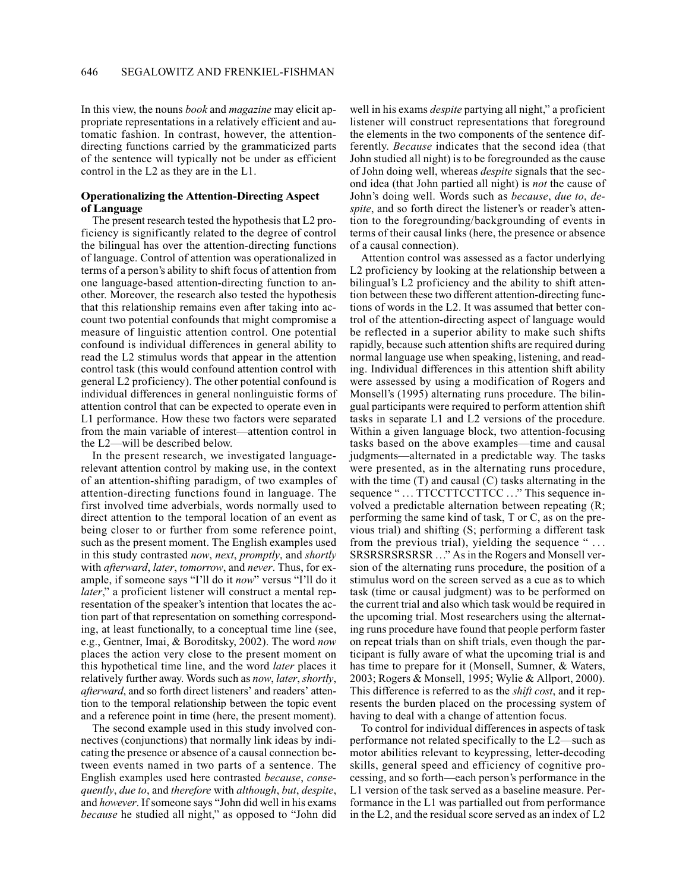In this view, the nouns *book* and *magazine* may elicit appropriate representations in a relatively efficient and automatic fashion. In contrast, however, the attention-directing functions carried by the grammaticized parts of the sentence will typically not be under as efficient control in the L2 as they are in the L1.

### Operationalizing the Attention-Directing Aspect of Language

The present research tested the hypothesis that L2 proficiency is significantly related to the degree of control the bilingual has over the attention-directing functions of language. Control of attention was operationalized in terms of a person's ability to shift focus of attention from one language-based attention-directing function to another. Moreover, the research also tested the hypothesis that this relationship remains even after taking into account two potential confounds that might compromise a measure of linguistic attention control. One potential confound is individual differences in general ability to read the L2 stimulus words that appear in the attention control task (this would confound attention control with general L2 proficiency). The other potential confound is individual differences in general nonlinguistic forms of attention control that can be expected to operate even in L1 performance. How these two factors were separated from the main variable of interest—attention control in the L2—will be described below.

In the present research, we investigated language-relevant attention control by making use, in the context of an attention-shifting paradigm, of two examples of attention-directing functions found in language. The first involved time adverbials, words normally used to direct attention to the temporal location of an event as being closer to or further from some reference point, such as the present moment. The English examples used in this study contrasted *now*, *next*, *promptly*, and *shortly* with *afterward*, *later*, *tomorrow*, and *never*. Thus, for example, if someone says "I'll do it *now*" versus "I'll do it *later*," a proficient listener will construct a mental representation of the speaker's intention that locates the action part of that representation on something corresponding, at least functionally, to a conceptual time line (see, e.g., Gentner, Imai, & Boroditsky, 2002). The word *now* places the action very close to the present moment on this hypothetical time line, and the word *later* places it relatively further away. Words such as *now*, *later*, *shortly*, *afterward*, and so forth direct listeners' and readers' attention to the temporal relationship between the topic event and a reference point in time (here, the present moment).

The second example used in this study involved connectives (conjunctions) that normally link ideas by indicating the presence or absence of a causal connection between events named in two parts of a sentence. The English examples used here contrasted *because*, *consequently*, *due to*, and *therefore* with *although*, *but*, *despite*, and *however*. If someone says "John did well in his exams *because* he studied all night," as opposed to "John did well in his exams *despite* partying all night," a proficient listener will construct representations that foreground the elements in the two components of the sentence differently. *Because* indicates that the second idea (that John studied all night) is to be foregrounded as the cause of John doing well, whereas *despite* signals that the second idea (that John partied all night) is *not* the cause of John's doing well. Words such as *because*, *due to*, *despite*, and so forth direct the listener's or reader's attention to the foregrounding/backgrounding of events in terms of their causal links (here, the presence or absence of a causal connection).

Attention control was assessed as a factor underlying L2 proficiency by looking at the relationship between a bilingual's L2 proficiency and the ability to shift attention between these two different attention-directing functions of words in the L2. It was assumed that better control of the attention-directing aspect of language would be reflected in a superior ability to make such shifts rapidly, because such attention shifts are required during normal language use when speaking, listening, and reading. Individual differences in this attention shift ability were assessed by using a modification of Rogers and Monsell's (1995) alternating runs procedure. The bilingual participants were required to perform attention shift tasks in separate L1 and L2 versions of the procedure. Within a given language block, two attention-focusing tasks based on the above examples—time and causal judgments—alternated in a predictable way. The tasks were presented, as in the alternating runs procedure, with the time (T) and causal (C) tasks alternating in the sequence "... TTCCTTCCTTCC ..." This sequence involved a predictable alternation between repeating (R; performing the same kind of task, T or C, as on the previous trial) and shifting (S; performing a different task from the previous trial), yielding the sequence "... SRSRSRSRSRSR ..." As in the Rogers and Monsell version of the alternating runs procedure, the position of a stimulus word on the screen served as a cue as to which task (time or causal judgment) was to be performed on the current trial and also which task would be required in the upcoming trial. Most researchers using the alternating runs procedure have found that people perform faster on repeat trials than on shift trials, even though the participant is fully aware of what the upcoming trial is and has time to prepare for it (Monsell, Sumner, & Waters, 2003; Rogers & Monsell, 1995; Wylie & Allport, 2000). This difference is referred to as the *shift cost*, and it represents the burden placed on the processing system of having to deal with a change of attention focus.

To control for individual differences in aspects of task performance not related specifically to the L2—such as motor abilities relevant to keypressing, letter-decoding skills, general speed and efficiency of cognitive processing, and so forth—each person's performance in the L1 version of the task served as a baseline measure. Performance in the L1 was partialled out from performance in the L2, and the residual score served as an index of L2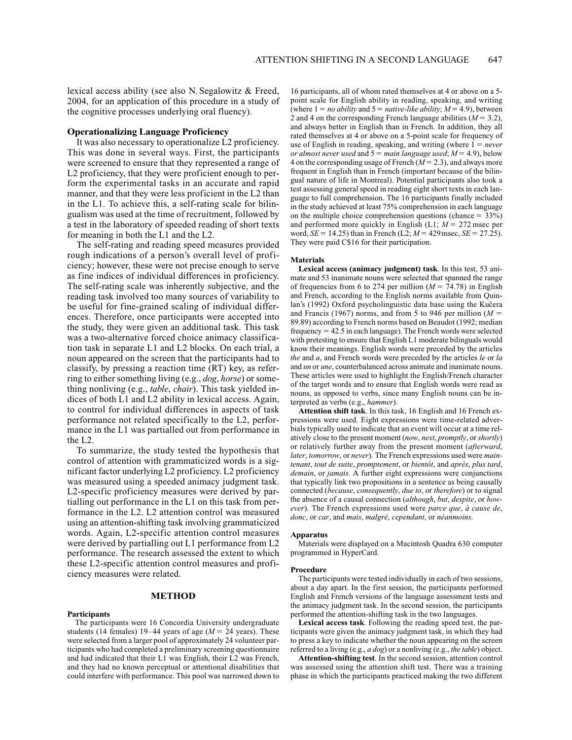lexical access ability (see also N. Segalowitz & Freed, 2004, for an application of this procedure in a study of the cognitive processes underlying oral fluency).

### Operationalizing Language Proficiency

It was also necessary to operationalize L2 proficiency. This was done in several ways. First, the participants were screened to ensure that they represented a range of L2 proficiency, that they were proficient enough to perform the experimental tasks in an accurate and rapid manner, and that they were less proficient in the L2 than in the L1. To achieve this, a self-rating scale for bilingualism was used at the time of recruitment, followed by a test in the laboratory of speeded reading of short texts for meaning in both the L1 and the L2.

The self-rating and reading speed measures provided rough indications of a person's overall level of proficiency; however, these were not precise enough to serve as fine indices of individual differences in proficiency. The self-rating scale was inherently subjective, and the reading task involved too many sources of variability to be useful for fine-grained scaling of individual differences. Therefore, once participants were accepted into the study, they were given an additional task. This task was a two-alternative forced choice animacy classification task in separate L1 and L2 blocks. On each trial, a noun appeared on the screen that the participants had to classify, by pressing a reaction time (RT) key, as referring to either something living (e.g., *dog*, *horse*) or something nonliving (e.g., *table*, *chair*). This task yielded indices of both L1 and L2 ability in lexical access. Again, to control for individual differences in aspects of task performance not related specifically to the L2, performance in the L1 was partialled out from performance in the L2.

To summarize, the study tested the hypothesis that control of attention with grammaticized words is a significant factor underlying L2 proficiency. L2 proficiency was measured using a speeded animacy judgment task. L2-specific proficiency measures were derived by partialling out performance in the L1 on this task from performance in the L2. L2 attention control was measured using an attention-shifting task involving grammaticized words. Again, L2-specific attention control measures were derived by partialling out L1 performance from L2 performance. The research assessed the extent to which these L2-specific attention control measures and proficiency measures were related.

## METHOD

### Participants

The participants were 16 Concordia University undergraduate students (14 females) 19–44 years of age ($M = 24$ years). These were selected from a larger pool of approximately 24 volunteer participants who had completed a preliminary screening questionnaire and had indicated that their L1 was English, their L2 was French, and they had no known perceptual or attentional disabilities that could interfere with performance. This pool was narrowed down to 16 participants, all of whom rated themselves at 4 or above on a 5-point scale for English ability in reading, speaking, and writing (where 1 = *no ability* and 5 = *native-like ability*; $M = 4.9$), between 2 and 4 on the corresponding French language abilities ($M = 3.2$), and always better in English than in French. In addition, they all rated themselves at 4 or above on a 5-point scale for frequency of use of English in reading, speaking, and writing (where 1 = *never or almost never used* and 5 = *main language used*; $M = 4.9$), below 4 on the corresponding usage of French ($M = 2.3$), and always more frequent in English than in French (important because of the bilingual nature of life in Montreal). Potential participants also took a test assessing general speed in reading eight short texts in each language to full comprehension. The 16 participants finally included in the study achieved at least 75% comprehension in each language on the multiple choice comprehension questions (chance = 33%) and performed more quickly in English (L1; $M = 272$ msec per word, $SE = 14.25$) than in French (L2; $M = 429$ msec, $SE = 27.25$). They were paid C$16 for their participation.

### Materials

**Lexical access (animacy judgment) task**. In this test, 53 animate and 53 inanimate nouns were selected that spanned the range of frequencies from 6 to 274 per million ($M = 74.78$) in English and French, according to the English norms available from Quinlan's (1992) Oxford psycholinguistic data base using the Kučera and Francis (1967) norms, and from 5 to 946 per million ($M = 89.89$) according to French norms based on Beaudot (1992; median frequency = 42.5 in each language). The French words were selected with pretesting to ensure that English L1 moderate bilinguals would know their meanings. English words were preceded by the articles *the* and *a*, and French words were preceded by the articles *le* or *la* and *un* or *une*, counterbalanced across animate and inanimate nouns. These articles were used to highlight the English/French character of the target words and to ensure that English words were read as nouns, as opposed to verbs, since many English nouns can be interpreted as verbs (e.g., *hammer*).

**Attention shift task**. In this task, 16 English and 16 French expressions were used. Eight expressions were time-related adverbials typically used to indicate that an event will occur at a time relatively close to the present moment (*now*, *next*, *promptly*, or *shortly*) or relatively further away from the present moment (*afterward*, *later*, *tomorrow*, or *never*). The French expressions used were *maintenant*, *tout de suite*, *promptement*, or *bientôt*, and *après*, *plus tard*, *demain*, or *jamais.* A further eight expressions were conjunctions that typically link two propositions in a sentence as being causally connected (*because*, *consequently*, *due to*, or *therefore*) or to signal the absence of a causal connection (*although*, *but*, *despite*, or *however*). The French expressions used were *parce que*, *à cause de*, *donc*, or *car*, and *mais*, *malgré*, *cependant*, or *néanmoins.*

### Apparatus

Materials were displayed on a Macintosh Quadra 630 computer programmed in HyperCard.

### Procedure

The participants were tested individually in each of two sessions, about a day apart. In the first session, the participants performed English and French versions of the language assessment tests and the animacy judgment task. In the second session, the participants performed the attention-shifting task in the two languages.

**Lexical access task**. Following the reading speed test, the participants were given the animacy judgment task, in which they had to press a key to indicate whether the noun appearing on the screen referred to a living (e.g., *a dog*) or a nonliving (e.g., *the table*) object.

**Attention-shifting test**. In the second session, attention control was assessed using the attention shift test. There was a training phase in which the participants practiced making the two different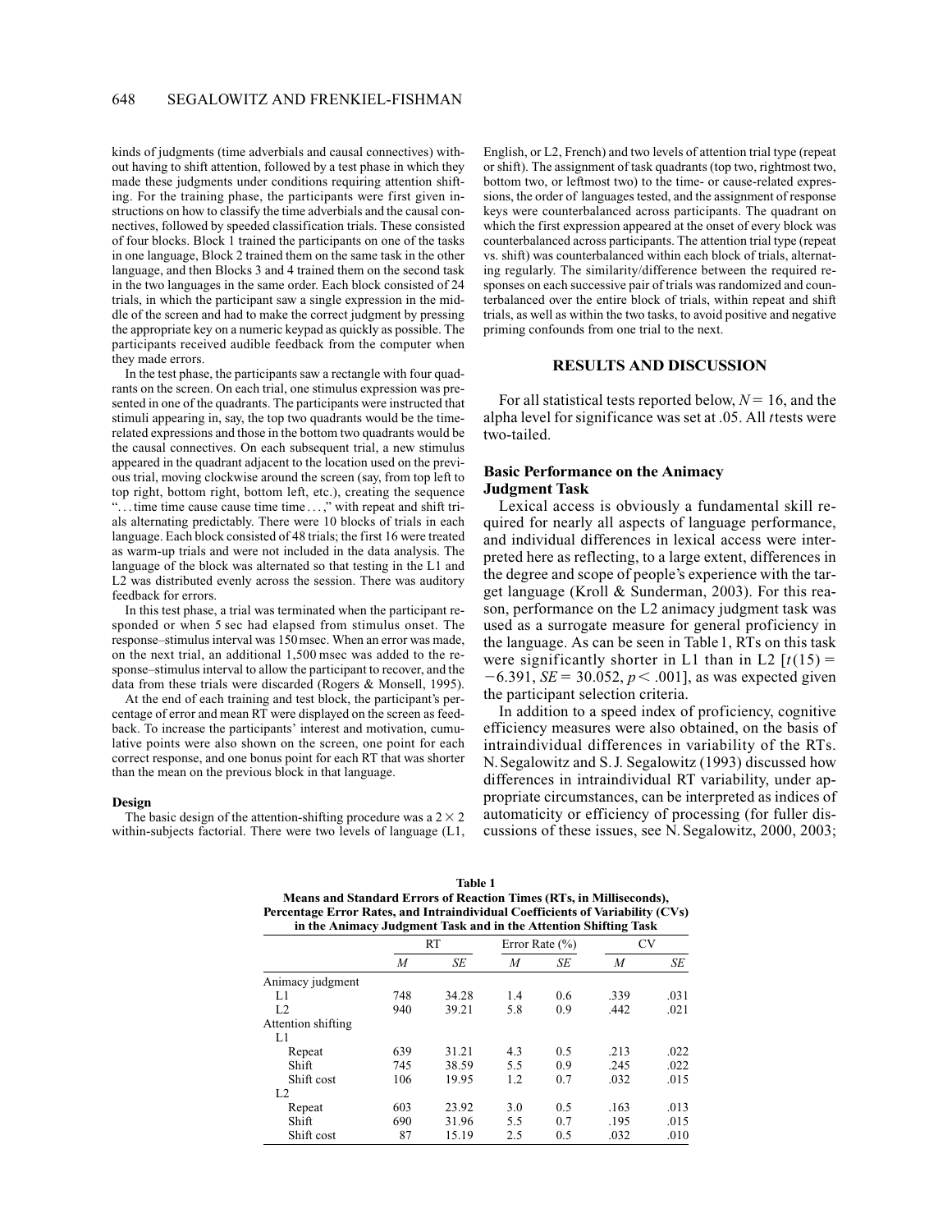kinds of judgments (time adverbials and causal connectives) without having to shift attention, followed by a test phase in which they made these judgments under conditions requiring attention shifting. For the training phase, the participants were first given instructions on how to classify the time adverbials and the causal connectives, followed by speeded classification trials. These consisted of four blocks. Block 1 trained the participants on one of the tasks in one language, Block 2 trained them on the same task in the other language, and then Blocks 3 and 4 trained them on the second task in the two languages in the same order. Each block consisted of 24 trials, in which the participant saw a single expression in the middle of the screen and had to make the correct judgment by pressing the appropriate key on a numeric keypad as quickly as possible. The participants received audible feedback from the computer when they made errors.

In the test phase, the participants saw a rectangle with four quadrants on the screen. On each trial, one stimulus expression was presented in one of the quadrants. The participants were instructed that stimuli appearing in, say, the top two quadrants would be the time-related expressions and those in the bottom two quadrants would be the causal connectives. On each subsequent trial, a new stimulus appeared in the quadrant adjacent to the location used on the previous trial, moving clockwise around the screen (say, from top left to top right, bottom right, bottom left, etc.), creating the sequence "... time time cause cause time time ...," with repeat and shift trials alternating predictably. There were 10 blocks of trials in each language. Each block consisted of 48 trials; the first 16 were treated as warm-up trials and were not included in the data analysis. The language of the block was alternated so that testing in the L1 and L2 was distributed evenly across the session. There was auditory feedback for errors.

In this test phase, a trial was terminated when the participant responded or when 5 sec had elapsed from stimulus onset. The response–stimulus interval was 150 msec. When an error was made, on the next trial, an additional 1,500 msec was added to the response–stimulus interval to allow the participant to recover, and the data from these trials were discarded (Rogers & Monsell, 1995).

At the end of each training and test block, the participant's percentage of error and mean RT were displayed on the screen as feedback. To increase the participants' interest and motivation, cumulative points were also shown on the screen, one point for each correct response, and one bonus point for each RT that was shorter than the mean on the previous block in that language.

#### Design

The basic design of the attention-shifting procedure was a $2 \times 2$ within-subjects factorial. There were two levels of language (L1, English, or L2, French) and two levels of attention trial type (repeat or shift). The assignment of task quadrants (top two, rightmost two, bottom two, or leftmost two) to the time- or cause-related expressions, the order of languages tested, and the assignment of response keys were counterbalanced across participants. The quadrant on which the first expression appeared at the onset of every block was counterbalanced across participants. The attention trial type (repeat vs. shift) was counterbalanced within each block of trials, alternating regularly. The similarity/difference between the required responses on each successive pair of trials was randomized and counterbalanced over the entire block of trials, within repeat and shift trials, as well as within the two tasks, to avoid positive and negative priming confounds from one trial to the next.

## RESULTS AND DISCUSSION

For all statistical tests reported below, $N = 16$, and the alpha level for significance was set at .05. All *t* tests were two-tailed.

### Basic Performance on the Animacy Judgment Task

Lexical access is obviously a fundamental skill required for nearly all aspects of language performance, and individual differences in lexical access were interpreted here as reflecting, to a large extent, differences in the degree and scope of people's experience with the target language (Kroll & Sunderman, 2003). For this reason, performance on the L2 animacy judgment task was used as a surrogate measure for general proficiency in the language. As can be seen in Table 1, RTs on this task were significantly shorter in L1 than in L2 [$t(15) = -6.391$, $SE = 30.052$, $p < .001$], as was expected given the participant selection criteria.

In addition to a speed index of proficiency, cognitive efficiency measures were also obtained, on the basis of intraindividual differences in variability of the RTs. N. Segalowitz and S. J. Segalowitz (1993) discussed how differences in intraindividual RT variability, under appropriate circumstances, can be interpreted as indices of automaticity or efficiency of processing (for fuller discussions of these issues, see N. Segalowitz, 2000, 2003;

**Table 1**
**Means and Standard Errors of Reaction Times (RTs, in Milliseconds), Percentage Error Rates, and Intraindividual Coefficients of Variability (CVs) in the Animacy Judgment Task and in the Attention Shifting Task**

| | RT | | Error Rate (%) | | CV | |
|---|---|---|---|---|---|---|
| | *M* | *SE* | *M* | *SE* | *M* | *SE* |
| Animacy judgment | | | | | | |
| L1 | 748 | 34.28 | 1.4 | 0.6 | .339 | .031 |
| L2 | 940 | 39.21 | 5.8 | 0.9 | .442 | .021 |
| Attention shifting | | | | | | |
| L1 | | | | | | |
| Repeat | 639 | 31.21 | 4.3 | 0.5 | .213 | .022 |
| Shift | 745 | 38.59 | 5.5 | 0.9 | .245 | .022 |
| Shift cost | 106 | 19.95 | 1.2 | 0.7 | .032 | .015 |
| L2 | | | | | | |
| Repeat | 603 | 23.92 | 3.0 | 0.5 | .163 | .013 |
| Shift | 690 | 31.96 | 5.5 | 0.7 | .195 | .015 |
| Shift cost | 87 | 15.19 | 2.5 | 0.5 | .032 | .010 |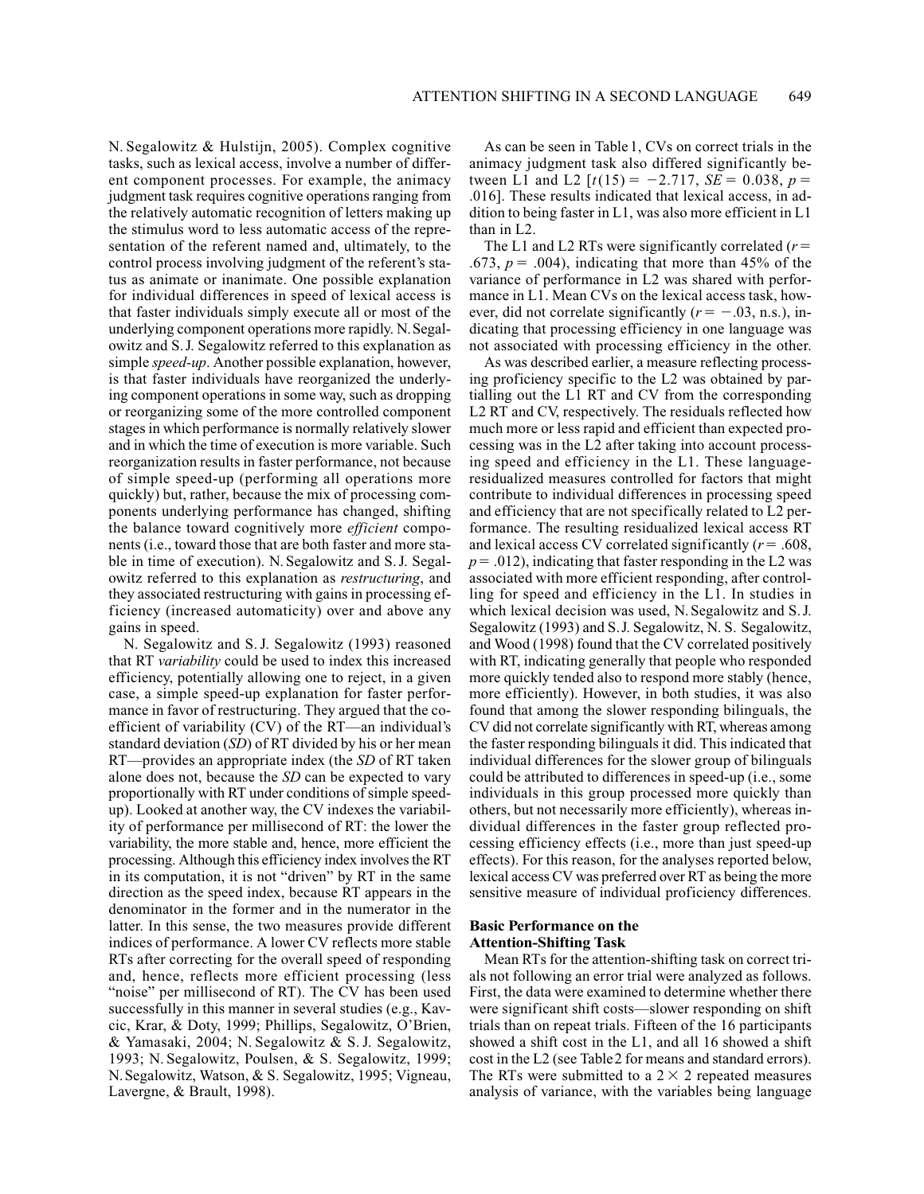N. Segalowitz & Hulstijn, 2005). Complex cognitive tasks, such as lexical access, involve a number of different component processes. For example, the animacy judgment task requires cognitive operations ranging from the relatively automatic recognition of letters making up the stimulus word to less automatic access of the representation of the referent named and, ultimately, to the control process involving judgment of the referent's status as animate or inanimate. One possible explanation for individual differences in speed of lexical access is that faster individuals simply execute all or most of the underlying component operations more rapidly. N. Segalowitz and S. J. Segalowitz referred to this explanation as simple *speed-up*. Another possible explanation, however, is that faster individuals have reorganized the underlying component operations in some way, such as dropping or reorganizing some of the more controlled component stages in which performance is normally relatively slower and in which the time of execution is more variable. Such reorganization results in faster performance, not because of simple speed-up (performing all operations more quickly) but, rather, because the mix of processing components underlying performance has changed, shifting the balance toward cognitively more *efficient* components (i.e., toward those that are both faster and more stable in time of execution). N. Segalowitz and S. J. Segalowitz referred to this explanation as *restructuring*, and they associated restructuring with gains in processing efficiency (increased automaticity) over and above any gains in speed.

N. Segalowitz and S. J. Segalowitz (1993) reasoned that RT *variability* could be used to index this increased efficiency, potentially allowing one to reject, in a given case, a simple speed-up explanation for faster performance in favor of restructuring. They argued that the coefficient of variability (CV) of the RT—an individual's standard deviation (*SD*) of RT divided by his or her mean RT—provides an appropriate index (the *SD* of RT taken alone does not, because the *SD* can be expected to vary proportionally with RT under conditions of simple speed-up). Looked at another way, the CV indexes the variability of performance per millisecond of RT: the lower the variability, the more stable and, hence, more efficient the processing. Although this efficiency index involves the RT in its computation, it is not "driven" by RT in the same direction as the speed index, because RT appears in the denominator in the former and in the numerator in the latter. In this sense, the two measures provide different indices of performance. A lower CV reflects more stable RTs after correcting for the overall speed of responding and, hence, reflects more efficient processing (less "noise" per millisecond of RT). The CV has been used successfully in this manner in several studies (e.g., Kavcic, Krar, & Doty, 1999; Phillips, Segalowitz, O'Brien, & Yamasaki, 2004; N. Segalowitz & S. J. Segalowitz, 1993; N. Segalowitz, Poulsen, & S. Segalowitz, 1999; N. Segalowitz, Watson, & S. Segalowitz, 1995; Vigneau, Lavergne, & Brault, 1998).

As can be seen in Table 1, CVs on correct trials in the animacy judgment task also differed significantly between L1 and L2 [$t(15) = -2.717$, $SE = 0.038$, $p = .016$]. These results indicated that lexical access, in addition to being faster in L1, was also more efficient in L1 than in L2.

The L1 and L2 RTs were significantly correlated ($r = .673$, $p = .004$), indicating that more than 45% of the variance of performance in L2 was shared with performance in L1. Mean CVs on the lexical access task, however, did not correlate significantly ($r = -.03$, n.s.), indicating that processing efficiency in one language was not associated with processing efficiency in the other.

As was described earlier, a measure reflecting processing proficiency specific to the L2 was obtained by partialling out the L1 RT and CV from the corresponding L2 RT and CV, respectively. The residuals reflected how much more or less rapid and efficient than expected processing was in the L2 after taking into account processing speed and efficiency in the L1. These language-residualized measures controlled for factors that might contribute to individual differences in processing speed and efficiency that are not specifically related to L2 performance. The resulting residualized lexical access RT and lexical access CV correlated significantly ($r = .608$, $p = .012$), indicating that faster responding in the L2 was associated with more efficient responding, after controlling for speed and efficiency in the L1. In studies in which lexical decision was used, N. Segalowitz and S. J. Segalowitz (1993) and S. J. Segalowitz, N. S. Segalowitz, and Wood (1998) found that the CV correlated positively with RT, indicating generally that people who responded more quickly tended also to respond more stably (hence, more efficiently). However, in both studies, it was also found that among the slower responding bilinguals, the CV did not correlate significantly with RT, whereas among the faster responding bilinguals it did. This indicated that individual differences for the slower group of bilinguals could be attributed to differences in speed-up (i.e., some individuals in this group processed more quickly than others, but not necessarily more efficiently), whereas individual differences in the faster group reflected processing efficiency effects (i.e., more than just speed-up effects). For this reason, for the analyses reported below, lexical access CV was preferred over RT as being the more sensitive measure of individual proficiency differences.

### Basic Performance on the Attention-Shifting Task

Mean RTs for the attention-shifting task on correct trials not following an error trial were analyzed as follows. First, the data were examined to determine whether there were significant shift costs—slower responding on shift trials than on repeat trials. Fifteen of the 16 participants showed a shift cost in the L1, and all 16 showed a shift cost in the L2 (see Table 2 for means and standard errors). The RTs were submitted to a $2 \times 2$ repeated measures analysis of variance, with the variables being language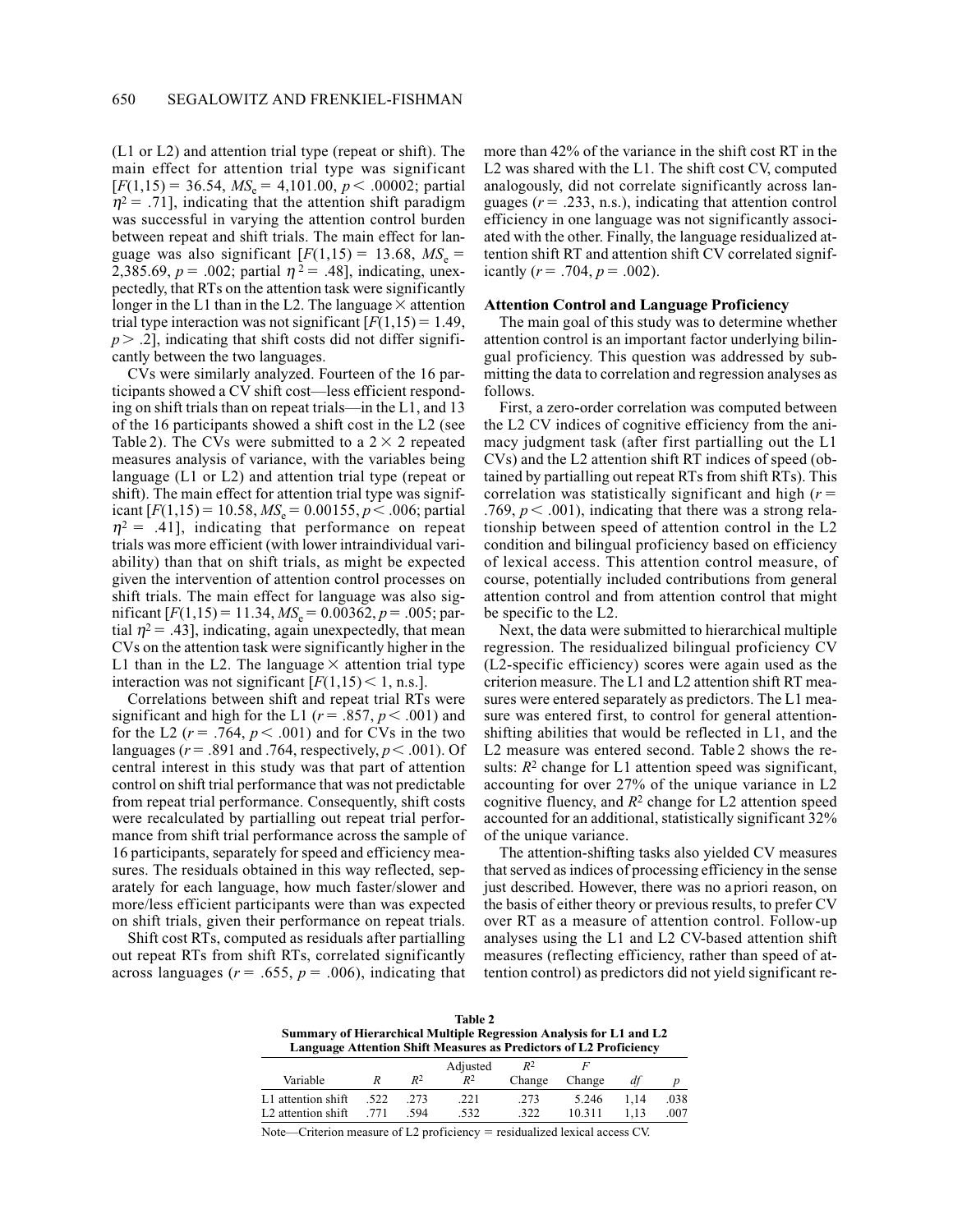(L1 or L2) and attention trial type (repeat or shift). The main effect for attention trial type was significant [$F(1,15) = 36.54$, $MS_e = 4{,}101.00$, $p < .00002$; partial $\eta^2 = .71$], indicating that the attention shift paradigm was successful in varying the attention control burden between repeat and shift trials. The main effect for language was also significant [$F(1,15) = 13.68$, $MS_e = 2{,}385.69$, $p = .002$; partial $\eta^2 = .48$], indicating, unexpectedly, that RTs on the attention task were significantly longer in the L1 than in the L2. The language × attention trial type interaction was not significant [$F(1,15) = 1.49$, $p > .2$], indicating that shift costs did not differ significantly between the two languages.

CVs were similarly analyzed. Fourteen of the 16 participants showed a CV shift cost—less efficient responding on shift trials than on repeat trials—in the L1, and 13 of the 16 participants showed a shift cost in the L2 (see Table 2). The CVs were submitted to a 2 × 2 repeated measures analysis of variance, with the variables being language (L1 or L2) and attention trial type (repeat or shift). The main effect for attention trial type was significant [$F(1,15) = 10.58$, $MS_e = 0.00155$, $p < .006$; partial $\eta^2 = .41$], indicating that performance on repeat trials was more efficient (with lower intraindividual variability) than that on shift trials, as might be expected given the intervention of attention control processes on shift trials. The main effect for language was also significant [$F(1,15) = 11.34$, $MS_e = 0.00362$, $p = .005$; partial $\eta^2 = .43$], indicating, again unexpectedly, that mean CVs on the attention task were significantly higher in the L1 than in the L2. The language × attention trial type interaction was not significant [$F(1,15) < 1$, n.s.].

Correlations between shift and repeat trial RTs were significant and high for the L1 ($r = .857$, $p < .001$) and for the L2 ($r = .764$, $p < .001$) and for CVs in the two languages ($r = .891$ and $.764$, respectively, $p < .001$). Of central interest in this study was that part of attention control on shift trial performance that was not predictable from repeat trial performance. Consequently, shift costs were recalculated by partialling out repeat trial performance from shift trial performance across the sample of 16 participants, separately for speed and efficiency measures. The residuals obtained in this way reflected, separately for each language, how much faster/slower and more/less efficient participants were than was expected on shift trials, given their performance on repeat trials.

Shift cost RTs, computed as residuals after partialling out repeat RTs from shift RTs, correlated significantly across languages ($r = .655$, $p = .006$), indicating that more than 42% of the variance in the shift cost RT in the L2 was shared with the L1. The shift cost CV, computed analogously, did not correlate significantly across languages ($r = .233$, n.s.), indicating that attention control efficiency in one language was not significantly associated with the other. Finally, the language residualized attention shift RT and attention shift CV correlated significantly ($r = .704$, $p = .002$).

### Attention Control and Language Proficiency

The main goal of this study was to determine whether attention control is an important factor underlying bilingual proficiency. This question was addressed by submitting the data to correlation and regression analyses as follows.

First, a zero-order correlation was computed between the L2 CV indices of cognitive efficiency from the animacy judgment task (after first partialling out the L1 CVs) and the L2 attention shift RT indices of speed (obtained by partialling out repeat RTs from shift RTs). This correlation was statistically significant and high ($r = .769$, $p < .001$), indicating that there was a strong relationship between speed of attention control in the L2 condition and bilingual proficiency based on efficiency of lexical access. This attention control measure, of course, potentially included contributions from general attention control and from attention control that might be specific to the L2.

Next, the data were submitted to hierarchical multiple regression. The residualized bilingual proficiency CV (L2-specific efficiency) scores were again used as the criterion measure. The L1 and L2 attention shift RT measures were entered separately as predictors. The L1 measure was entered first, to control for general attention-shifting abilities that would be reflected in L1, and the L2 measure was entered second. Table 2 shows the results: $R^2$ change for L1 attention speed was significant, accounting for over 27% of the unique variance in L2 cognitive fluency, and $R^2$ change for L2 attention speed accounted for an additional, statistically significant 32% of the unique variance.

The attention-shifting tasks also yielded CV measures that served as indices of processing efficiency in the sense just described. However, there was no a priori reason, on the basis of either theory or previous results, to prefer CV over RT as a measure of attention control. Follow-up analyses using the L1 and L2 CV-based attention shift measures (reflecting efficiency, rather than speed of attention control) as predictors did not yield significant re-

**Table 2**
**Summary of Hierarchical Multiple Regression Analysis for L1 and L2 Language Attention Shift Measures as Predictors of L2 Proficiency**

| Variable | $R$ | $R^2$ | Adjusted $R^2$ | $R^2$ Change | $F$ Change | $df$ | $p$ |
|---|---|---|---|---|---|---|---|
| L1 attention shift | .522 | .273 | .221 | .273 | 5.246 | 1,14 | .038 |
| L2 attention shift | .771 | .594 | .532 | .322 | 10.311 | 1,13 | .007 |

Note—Criterion measure of L2 proficiency = residualized lexical access CV.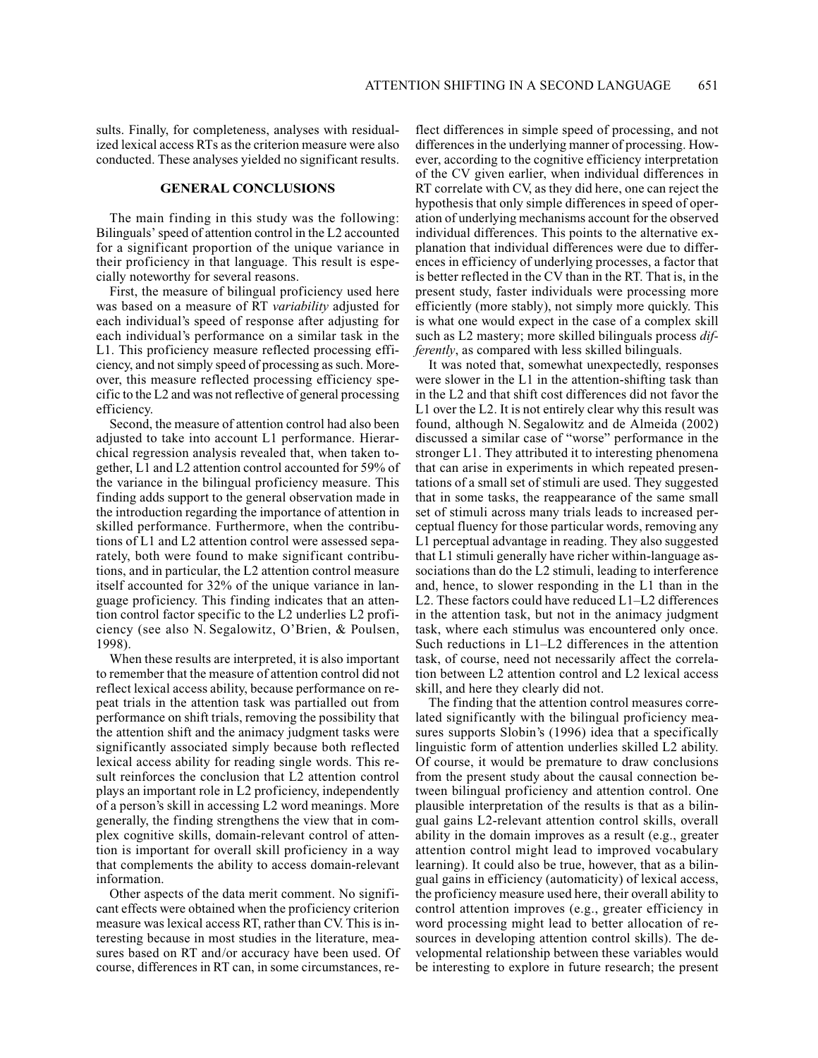sults. Finally, for completeness, analyses with residualized lexical access RTs as the criterion measure were also conducted. These analyses yielded no significant results.

## GENERAL CONCLUSIONS

The main finding in this study was the following: Bilinguals' speed of attention control in the L2 accounted for a significant proportion of the unique variance in their proficiency in that language. This result is especially noteworthy for several reasons.

First, the measure of bilingual proficiency used here was based on a measure of RT *variability* adjusted for each individual's speed of response after adjusting for each individual's performance on a similar task in the L1. This proficiency measure reflected processing efficiency, and not simply speed of processing as such. Moreover, this measure reflected processing efficiency specific to the L2 and was not reflective of general processing efficiency.

Second, the measure of attention control had also been adjusted to take into account L1 performance. Hierarchical regression analysis revealed that, when taken together, L1 and L2 attention control accounted for 59% of the variance in the bilingual proficiency measure. This finding adds support to the general observation made in the introduction regarding the importance of attention in skilled performance. Furthermore, when the contributions of L1 and L2 attention control were assessed separately, both were found to make significant contributions, and in particular, the L2 attention control measure itself accounted for 32% of the unique variance in language proficiency. This finding indicates that an attention control factor specific to the L2 underlies L2 proficiency (see also N. Segalowitz, O'Brien, & Poulsen, 1998).

When these results are interpreted, it is also important to remember that the measure of attention control did not reflect lexical access ability, because performance on repeat trials in the attention task was partialled out from performance on shift trials, removing the possibility that the attention shift and the animacy judgment tasks were significantly associated simply because both reflected lexical access ability for reading single words. This result reinforces the conclusion that L2 attention control plays an important role in L2 proficiency, independently of a person's skill in accessing L2 word meanings. More generally, the finding strengthens the view that in complex cognitive skills, domain-relevant control of attention is important for overall skill proficiency in a way that complements the ability to access domain-relevant information.

Other aspects of the data merit comment. No significant effects were obtained when the proficiency criterion measure was lexical access RT, rather than CV. This is interesting because in most studies in the literature, measures based on RT and/or accuracy have been used. Of course, differences in RT can, in some circumstances, reflect differences in simple speed of processing, and not differences in the underlying manner of processing. However, according to the cognitive efficiency interpretation of the CV given earlier, when individual differences in RT correlate with CV, as they did here, one can reject the hypothesis that only simple differences in speed of operation of underlying mechanisms account for the observed individual differences. This points to the alternative explanation that individual differences were due to differences in efficiency of underlying processes, a factor that is better reflected in the CV than in the RT. That is, in the present study, faster individuals were processing more efficiently (more stably), not simply more quickly. This is what one would expect in the case of a complex skill such as L2 mastery; more skilled bilinguals process *differently*, as compared with less skilled bilinguals.

It was noted that, somewhat unexpectedly, responses were slower in the L1 in the attention-shifting task than in the L2 and that shift cost differences did not favor the L1 over the L2. It is not entirely clear why this result was found, although N. Segalowitz and de Almeida (2002) discussed a similar case of "worse" performance in the stronger L1. They attributed it to interesting phenomena that can arise in experiments in which repeated presentations of a small set of stimuli are used. They suggested that in some tasks, the reappearance of the same small set of stimuli across many trials leads to increased perceptual fluency for those particular words, removing any L1 perceptual advantage in reading. They also suggested that L1 stimuli generally have richer within-language associations than do the L2 stimuli, leading to interference and, hence, to slower responding in the L1 than in the L2. These factors could have reduced L1–L2 differences in the attention task, but not in the animacy judgment task, where each stimulus was encountered only once. Such reductions in L1–L2 differences in the attention task, of course, need not necessarily affect the correlation between L2 attention control and L2 lexical access skill, and here they clearly did not.

The finding that the attention control measures correlated significantly with the bilingual proficiency measures supports Slobin's (1996) idea that a specifically linguistic form of attention underlies skilled L2 ability. Of course, it would be premature to draw conclusions from the present study about the causal connection between bilingual proficiency and attention control. One plausible interpretation of the results is that as a bilingual gains L2-relevant attention control skills, overall ability in the domain improves as a result (e.g., greater attention control might lead to improved vocabulary learning). It could also be true, however, that as a bilingual gains in efficiency (automaticity) of lexical access, the proficiency measure used here, their overall ability to control attention improves (e.g., greater efficiency in word processing might lead to better allocation of resources in developing attention control skills). The developmental relationship between these variables would be interesting to explore in future research; the present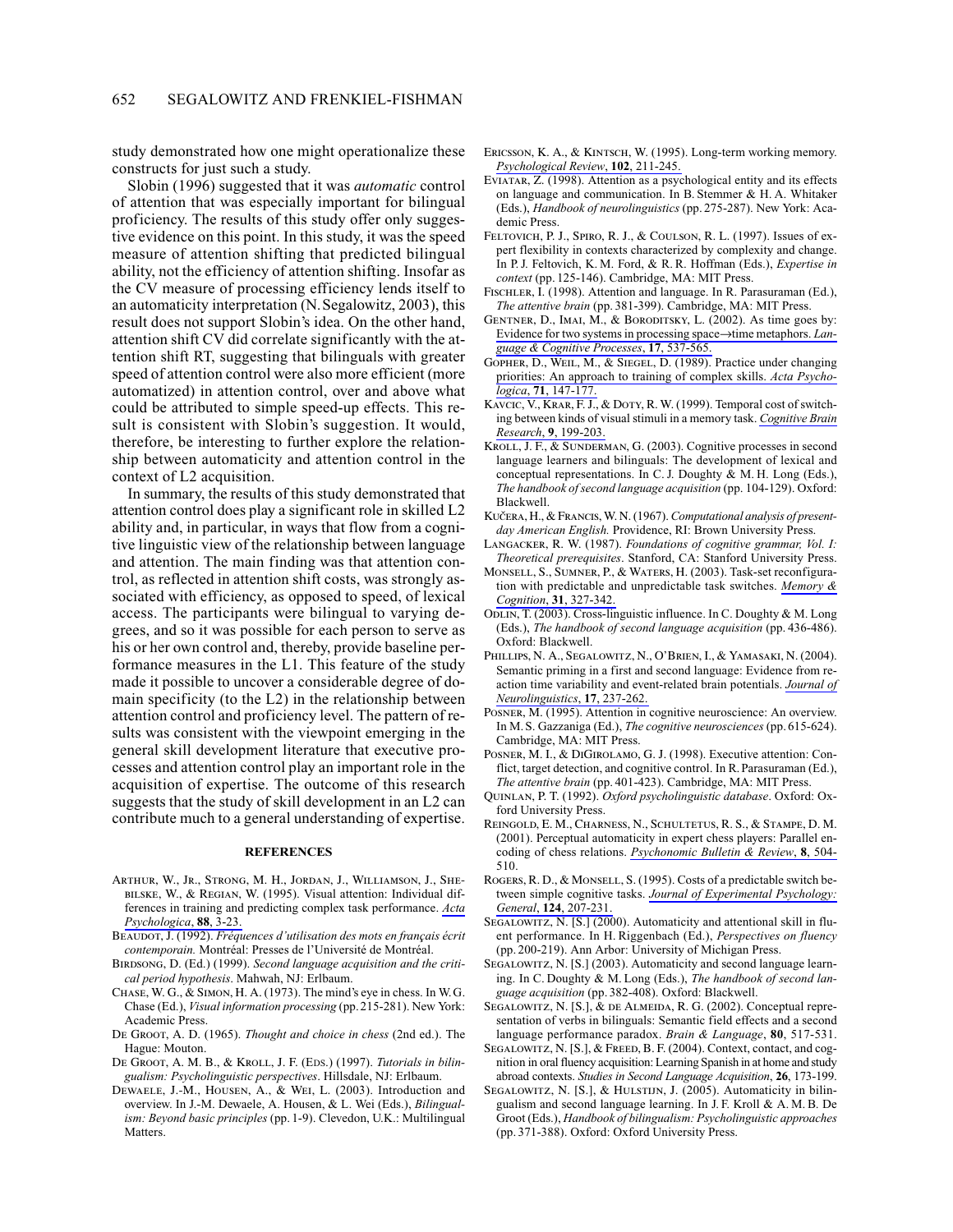study demonstrated how one might operationalize these constructs for just such a study.

Slobin (1996) suggested that it was *automatic* control of attention that was especially important for bilingual proficiency. The results of this study offer only suggestive evidence on this point. In this study, it was the speed measure of attention shifting that predicted bilingual ability, not the efficiency of attention shifting. Insofar as the CV measure of processing efficiency lends itself to an automaticity interpretation (N. Segalowitz, 2003), this result does not support Slobin's idea. On the other hand, attention shift CV did correlate significantly with the attention shift RT, suggesting that bilinguals with greater speed of attention control were also more efficient (more automatized) in attention control, over and above what could be attributed to simple speed-up effects. This result is consistent with Slobin's suggestion. It would, therefore, be interesting to further explore the relationship between automaticity and attention control in the context of L2 acquisition.

In summary, the results of this study demonstrated that attention control does play a significant role in skilled L2 ability and, in particular, in ways that flow from a cognitive linguistic view of the relationship between language and attention. The main finding was that attention control, as reflected in attention shift costs, was strongly associated with efficiency, as opposed to speed, of lexical access. The participants were bilingual to varying degrees, and so it was possible for each person to serve as his or her own control and, thereby, provide baseline performance measures in the L1. This feature of the study made it possible to uncover a considerable degree of domain specificity (to the L2) in the relationship between attention control and proficiency level. The pattern of results was consistent with the viewpoint emerging in the general skill development literature that executive processes and attention control play an important role in the acquisition of expertise. The outcome of this research suggests that the study of skill development in an L2 can contribute much to a general understanding of expertise.

## REFERENCES

Arthur, W., Jr., Strong, M. H., Jordan, J., Williamson, J., Shebilske, W., & Regian, W. (1995). Visual attention: Individual differences in training and predicting complex task performance. *Acta Psychologica*, **88**, 3-23.

Beaudot, J. (1992). *Fréquences d'utilisation des mots en français écrit contemporain.* Montréal: Presses de l'Université de Montréal.

Birdsong, D. (Ed.) (1999). *Second language acquisition and the critical period hypothesis*. Mahwah, NJ: Erlbaum.

Chase, W. G., & Simon, H. A. (1973). The mind's eye in chess. In W. G. Chase (Ed.), *Visual information processing* (pp. 215-281). New York: Academic Press.

De Groot, A. D. (1965). *Thought and choice in chess* (2nd ed.). The Hague: Mouton.

De Groot, A. M. B., & Kroll, J. F. (Eds.) (1997). *Tutorials in bilingualism: Psycholinguistic perspectives*. Hillsdale, NJ: Erlbaum.

Dewaele, J.-M., Housen, A., & Wei, L. (2003). Introduction and overview. In J.-M. Dewaele, A. Housen, & L. Wei (Eds.), *Bilingualism: Beyond basic principles* (pp. 1-9). Clevedon, U.K.: Multilingual Matters.

Ericsson, K. A., & Kintsch, W. (1995). Long-term working memory. *Psychological Review*, **102**, 211-245.

Eviatar, Z. (1998). Attention as a psychological entity and its effects on language and communication. In B. Stemmer & H. A. Whitaker (Eds.), *Handbook of neurolinguistics* (pp. 275-287). New York: Academic Press.

Feltovich, P. J., Spiro, R. J., & Coulson, R. L. (1997). Issues of expert flexibility in contexts characterized by complexity and change. In P. J. Feltovich, K. M. Ford, & R. R. Hoffman (Eds.), *Expertise in context* (pp. 125-146). Cambridge, MA: MIT Press.

Fischler, I. (1998). Attention and language. In R. Parasuraman (Ed.), *The attentive brain* (pp. 381-399). Cambridge, MA: MIT Press.

Gentner, D., Imai, M., & Boroditsky, L. (2002). As time goes by: Evidence for two systems in processing space→time metaphors. *Language & Cognitive Processes*, **17**, 537-565.

Gopher, D., Weil, M., & Siegel, D. (1989). Practice under changing priorities: An approach to training of complex skills. *Acta Psychologica*, **71**, 147-177.

Kavcic, V., Krar, F. J., & Doty, R. W. (1999). Temporal cost of switching between kinds of visual stimuli in a memory task. *Cognitive Brain Research*, **9**, 199-203.

Kroll, J. F., & Sunderman, G. (2003). Cognitive processes in second language learners and bilinguals: The development of lexical and conceptual representations. In C. J. Doughty & M. H. Long (Eds.), *The handbook of second language acquisition* (pp. 104-129). Oxford: Blackwell.

Kučera, H., & Francis, W. N. (1967). *Computational analysis of present-day American English.* Providence, RI: Brown University Press.

Langacker, R. W. (1987). *Foundations of cognitive grammar, Vol. I: Theoretical prerequisites*. Stanford, CA: Stanford University Press.

Monsell, S., Sumner, P., & Waters, H. (2003). Task-set reconfiguration with predictable and unpredictable task switches. *Memory & Cognition*, **31**, 327-342.

Odlin, T. (2003). Cross-linguistic influence. In C. Doughty & M. Long (Eds.), *The handbook of second language acquisition* (pp. 436-486). Oxford: Blackwell.

Phillips, N. A., Segalowitz, N., O'Brien, I., & Yamasaki, N. (2004). Semantic priming in a first and second language: Evidence from reaction time variability and event-related brain potentials. *Journal of Neurolinguistics*, **17**, 237-262.

Posner, M. (1995). Attention in cognitive neuroscience: An overview. In M. S. Gazzaniga (Ed.), *The cognitive neurosciences* (pp. 615-624). Cambridge, MA: MIT Press.

Posner, M. I., & DiGirolamo, G. J. (1998). Executive attention: Conflict, target detection, and cognitive control. In R. Parasuraman (Ed.), *The attentive brain* (pp. 401-423). Cambridge, MA: MIT Press.

Quinlan, P. T. (1992). *Oxford psycholinguistic database*. Oxford: Oxford University Press.

Reingold, E. M., Charness, N., Schultetus, R. S., & Stampe, D. M. (2001). Perceptual automaticity in expert chess players: Parallel encoding of chess relations. *Psychonomic Bulletin & Review*, **8**, 504-510.

Rogers, R. D., & Monsell, S. (1995). Costs of a predictable switch between simple cognitive tasks. *Journal of Experimental Psychology: General*, **124**, 207-231.

Segalowitz, N. [S.] (2000). Automaticity and attentional skill in fluent performance. In H. Riggenbach (Ed.), *Perspectives on fluency* (pp. 200-219). Ann Arbor: University of Michigan Press.

Segalowitz, N. [S.] (2003). Automaticity and second language learning. In C. Doughty & M. Long (Eds.), *The handbook of second language acquisition* (pp. 382-408). Oxford: Blackwell.

Segalowitz, N. [S.], & de Almeida, R. G. (2002). Conceptual representation of verbs in bilinguals: Semantic field effects and a second language performance paradox. *Brain & Language*, **80**, 517-531.

Segalowitz, N. [S.], & Freed, B. F. (2004). Context, contact, and cognition in oral fluency acquisition: Learning Spanish in at home and study abroad contexts. *Studies in Second Language Acquisition*, **26**, 173-199.

Segalowitz, N. [S.], & Hulstijn, J. (2005). Automaticity in bilingualism and second language learning. In J. F. Kroll & A. M. B. De Groot (Eds.), *Handbook of bilingualism: Psycholinguistic approaches* (pp. 371-388). Oxford: Oxford University Press.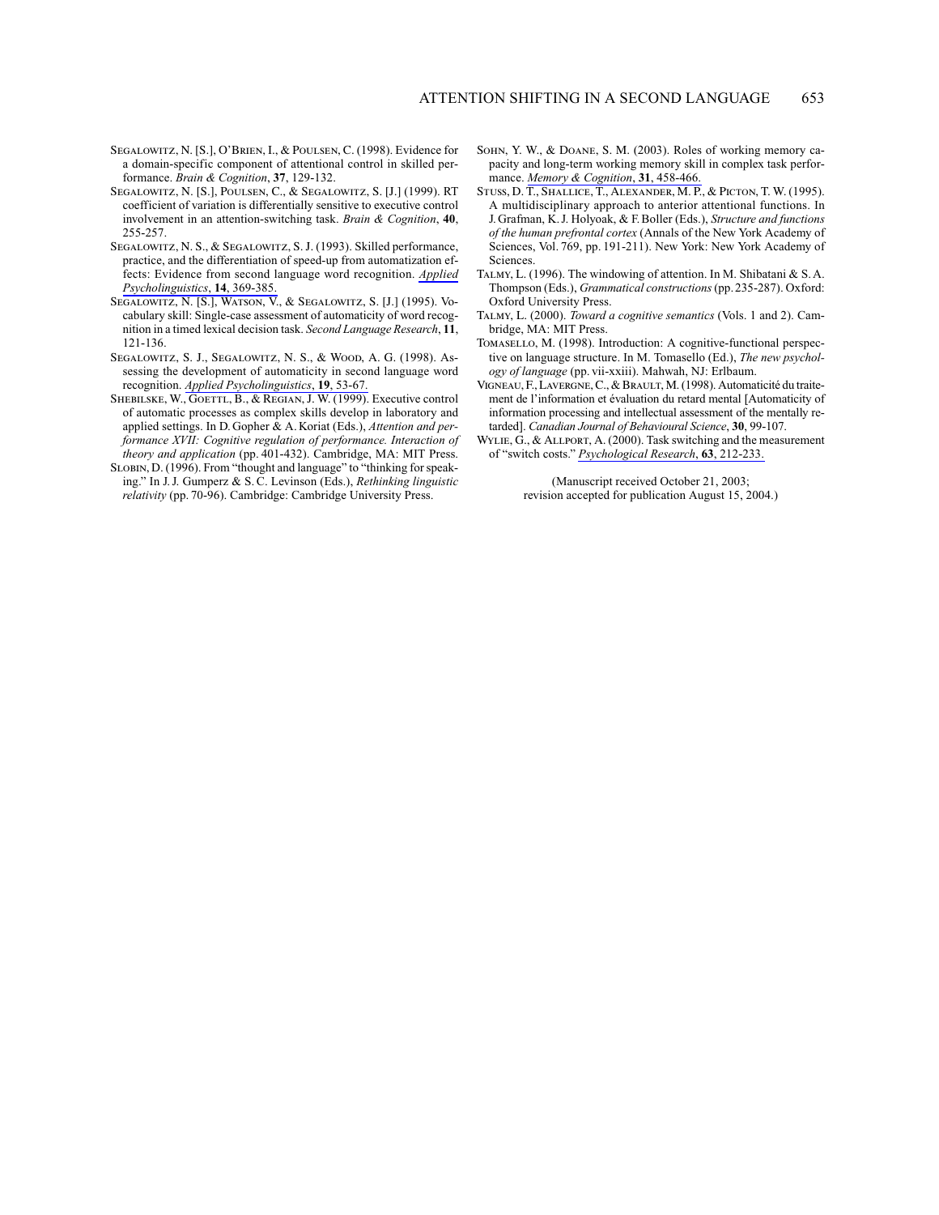Segalowitz, N. [S.], O'Brien, I., & Poulsen, C. (1998). Evidence for a domain-specific component of attentional control in skilled performance. *Brain & Cognition*, **37**, 129-132.

Segalowitz, N. [S.], Poulsen, C., & Segalowitz, S. [J.] (1999). RT coefficient of variation is differentially sensitive to executive control involvement in an attention-switching task. *Brain & Cognition*, **40**, 255-257.

Segalowitz, N. S., & Segalowitz, S. J. (1993). Skilled performance, practice, and the differentiation of speed-up from automatization effects: Evidence from second language word recognition. *Applied Psycholinguistics*, **14**, 369-385.

Segalowitz, N. [S.], Watson, V., & Segalowitz, S. [J.] (1995). Vocabulary skill: Single-case assessment of automaticity of word recognition in a timed lexical decision task. *Second Language Research*, **11**, 121-136.

Segalowitz, S. J., Segalowitz, N. S., & Wood, A. G. (1998). Assessing the development of automaticity in second language word recognition. *Applied Psycholinguistics*, **19**, 53-67.

Shebilske, W., Goettl, B., & Regian, J. W. (1999). Executive control of automatic processes as complex skills develop in laboratory and applied settings. In D. Gopher & A. Koriat (Eds.), *Attention and performance XVII: Cognitive regulation of performance. Interaction of theory and application* (pp. 401-432). Cambridge, MA: MIT Press.

Slobin, D. (1996). From "thought and language" to "thinking for speaking." In J. J. Gumperz & S. C. Levinson (Eds.), *Rethinking linguistic relativity* (pp. 70-96). Cambridge: Cambridge University Press.

Sohn, Y. W., & Doane, S. M. (2003). Roles of working memory capacity and long-term working memory skill in complex task performance. *Memory & Cognition*, **31**, 458-466.

Stuss, D. T., Shallice, T., Alexander, M. P., & Picton, T. W. (1995). A multidisciplinary approach to anterior attentional functions. In J. Grafman, K. J. Holyoak, & F. Boller (Eds.), *Structure and functions of the human prefrontal cortex* (Annals of the New York Academy of Sciences, Vol. 769, pp. 191-211). New York: New York Academy of Sciences.

Talmy, L. (1996). The windowing of attention. In M. Shibatani & S. A. Thompson (Eds.), *Grammatical constructions* (pp. 235-287). Oxford: Oxford University Press.

Talmy, L. (2000). *Toward a cognitive semantics* (Vols. 1 and 2). Cambridge, MA: MIT Press.

Tomasello, M. (1998). Introduction: A cognitive-functional perspective on language structure. In M. Tomasello (Ed.), *The new psychology of language* (pp. vii-xxiii). Mahwah, NJ: Erlbaum.

Vigneau, F., Lavergne, C., & Brault, M. (1998). Automaticité du traitement de l'information et évaluation du retard mental [Automaticity of information processing and intellectual assessment of the mentally retarded]. *Canadian Journal of Behavioural Science*, **30**, 99-107.

Wylie, G., & Allport, A. (2000). Task switching and the measurement of "switch costs." *Psychological Research*, **63**, 212-233.

(Manuscript received October 21, 2003;
revision accepted for publication August 15, 2004.)